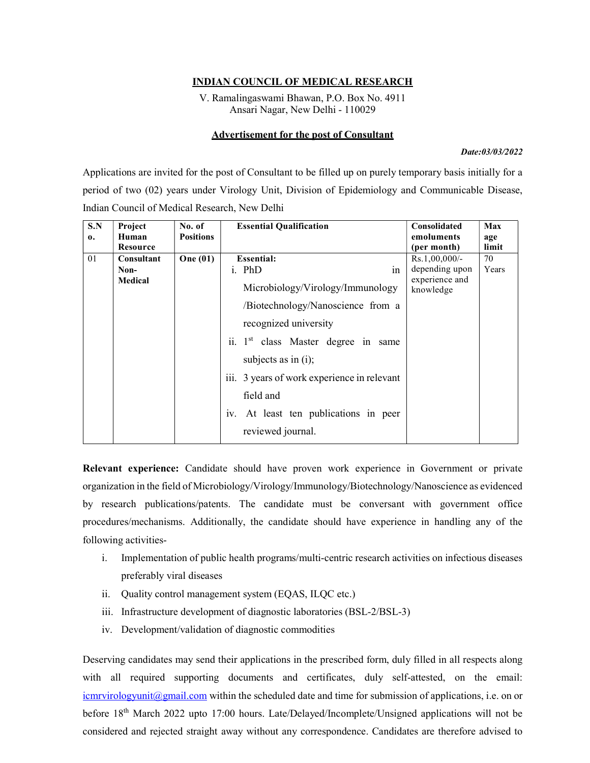# INDIAN COUNCIL OF MEDICAL RESEARCH

V. Ramalingaswami Bhawan, P.O. Box No. 4911
Ansari Nagar, New Delhi - 110029

## Advertisement for the post of Consultant

***Date:03/03/2022***

Applications are invited for the post of Consultant to be filled up on purely temporary basis initially for a period of two (02) years under Virology Unit, Division of Epidemiology and Communicable Disease, Indian Council of Medical Research, New Delhi

| S.No. | Project Human Resource | No. of Positions | Essential Qualification | Consolidated emoluments (per month) | Max age limit |
|---|---|---|---|---|---|
| 01 | **Consultant Non-Medical** | **One (01)** | **Essential:**<br>i. PhD in Microbiology/Virology/Immunology /Biotechnology/Nanoscience from a recognized university<br>ii. 1st class Master degree in same subjects as in (i);<br>iii. 3 years of work experience in relevant field and<br>iv. At least ten publications in peer reviewed journal. | Rs.1,00,000/- depending upon experience and knowledge | 70 Years |

**Relevant experience:** Candidate should have proven work experience in Government or private organization in the field of Microbiology/Virology/Immunology/Biotechnology/Nanoscience as evidenced by research publications/patents. The candidate must be conversant with government office procedures/mechanisms. Additionally, the candidate should have experience in handling any of the following activities-

i. Implementation of public health programs/multi-centric research activities on infectious diseases preferably viral diseases
ii. Quality control management system (EQAS, ILQC etc.)
iii. Infrastructure development of diagnostic laboratories (BSL-2/BSL-3)
iv. Development/validation of diagnostic commodities

Deserving candidates may send their applications in the prescribed form, duly filled in all respects along with all required supporting documents and certificates, duly self-attested, on the email: icmrvirologyunit@gmail.com within the scheduled date and time for submission of applications, i.e. on or before 18th March 2022 upto 17:00 hours. Late/Delayed/Incomplete/Unsigned applications will not be considered and rejected straight away without any correspondence. Candidates are therefore advised to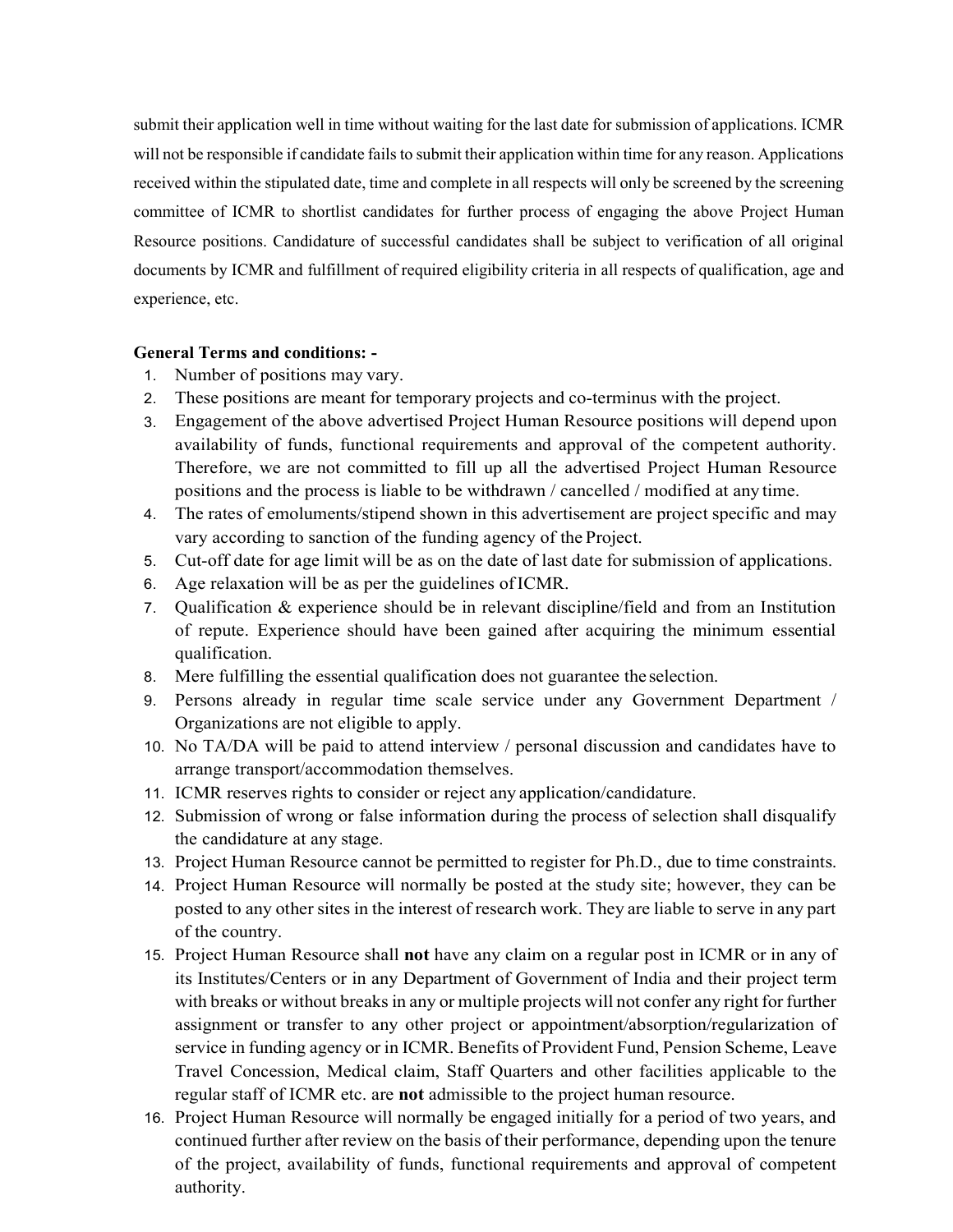submit their application well in time without waiting for the last date for submission of applications. ICMR will not be responsible if candidate fails to submit their application within time for any reason. Applications received within the stipulated date, time and complete in all respects will only be screened by the screening committee of ICMR to shortlist candidates for further process of engaging the above Project Human Resource positions. Candidature of successful candidates shall be subject to verification of all original documents by ICMR and fulfillment of required eligibility criteria in all respects of qualification, age and experience, etc.

**General Terms and conditions: -**

1. Number of positions may vary.
2. These positions are meant for temporary projects and co-terminus with the project.
3. Engagement of the above advertised Project Human Resource positions will depend upon availability of funds, functional requirements and approval of the competent authority. Therefore, we are not committed to fill up all the advertised Project Human Resource positions and the process is liable to be withdrawn / cancelled / modified at any time.
4. The rates of emoluments/stipend shown in this advertisement are project specific and may vary according to sanction of the funding agency of the Project.
5. Cut-off date for age limit will be as on the date of last date for submission of applications.
6. Age relaxation will be as per the guidelines of ICMR.
7. Qualification & experience should be in relevant discipline/field and from an Institution of repute. Experience should have been gained after acquiring the minimum essential qualification.
8. Mere fulfilling the essential qualification does not guarantee the selection.
9. Persons already in regular time scale service under any Government Department / Organizations are not eligible to apply.
10. No TA/DA will be paid to attend interview / personal discussion and candidates have to arrange transport/accommodation themselves.
11. ICMR reserves rights to consider or reject any application/candidature.
12. Submission of wrong or false information during the process of selection shall disqualify the candidature at any stage.
13. Project Human Resource cannot be permitted to register for Ph.D., due to time constraints.
14. Project Human Resource will normally be posted at the study site; however, they can be posted to any other sites in the interest of research work. They are liable to serve in any part of the country.
15. Project Human Resource shall **not** have any claim on a regular post in ICMR or in any of its Institutes/Centers or in any Department of Government of India and their project term with breaks or without breaks in any or multiple projects will not confer any right for further assignment or transfer to any other project or appointment/absorption/regularization of service in funding agency or in ICMR. Benefits of Provident Fund, Pension Scheme, Leave Travel Concession, Medical claim, Staff Quarters and other facilities applicable to the regular staff of ICMR etc. are **not** admissible to the project human resource.
16. Project Human Resource will normally be engaged initially for a period of two years, and continued further after review on the basis of their performance, depending upon the tenure of the project, availability of funds, functional requirements and approval of competent authority.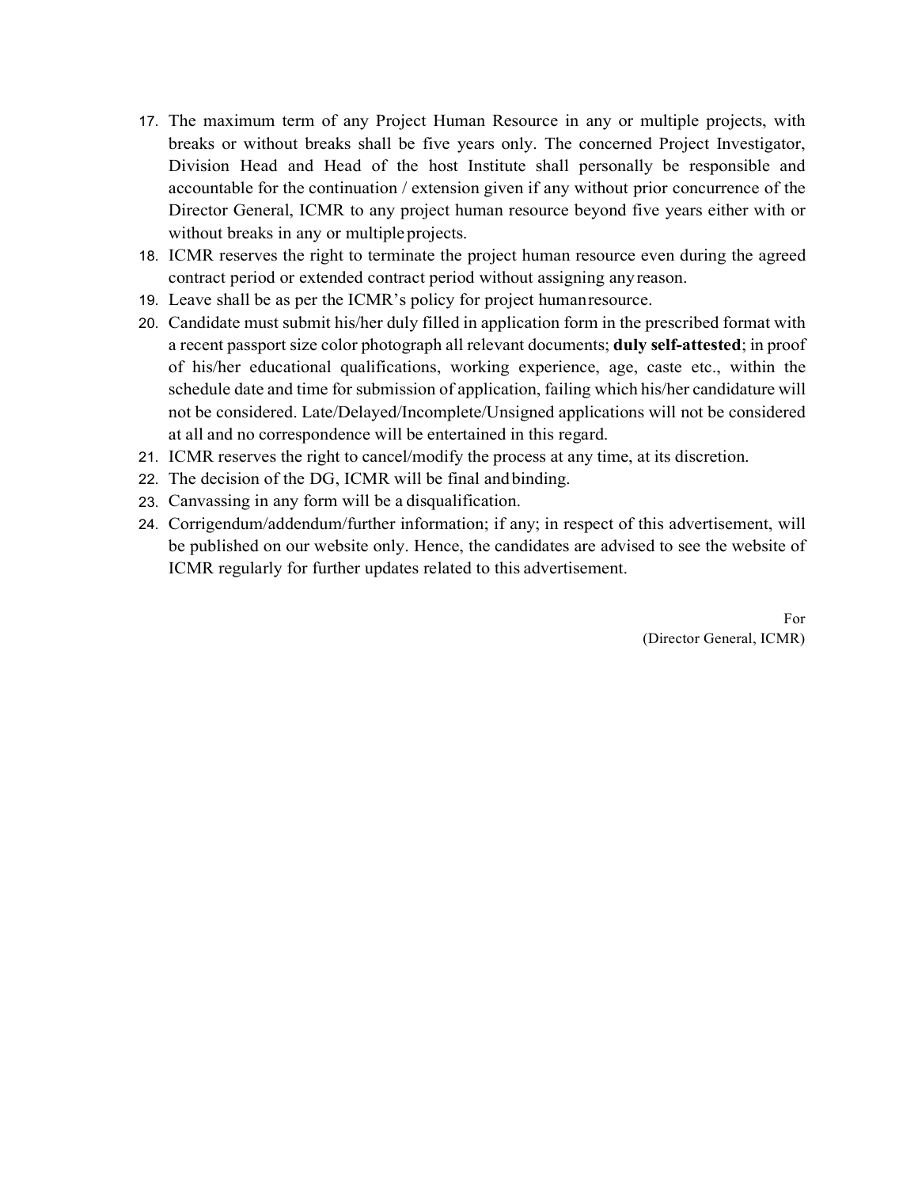17. The maximum term of any Project Human Resource in any or multiple projects, with breaks or without breaks shall be five years only. The concerned Project Investigator, Division Head and Head of the host Institute shall personally be responsible and accountable for the continuation / extension given if any without prior concurrence of the Director General, ICMR to any project human resource beyond five years either with or without breaks in any or multiple projects.
18. ICMR reserves the right to terminate the project human resource even during the agreed contract period or extended contract period without assigning any reason.
19. Leave shall be as per the ICMR's policy for project human resource.
20. Candidate must submit his/her duly filled in application form in the prescribed format with a recent passport size color photograph all relevant documents; **duly self-attested**; in proof of his/her educational qualifications, working experience, age, caste etc., within the schedule date and time for submission of application, failing which his/her candidature will not be considered. Late/Delayed/Incomplete/Unsigned applications will not be considered at all and no correspondence will be entertained in this regard.
21. ICMR reserves the right to cancel/modify the process at any time, at its discretion.
22. The decision of the DG, ICMR will be final and binding.
23. Canvassing in any form will be a disqualification.
24. Corrigendum/addendum/further information; if any; in respect of this advertisement, will be published on our website only. Hence, the candidates are advised to see the website of ICMR regularly for further updates related to this advertisement.

For
(Director General, ICMR)